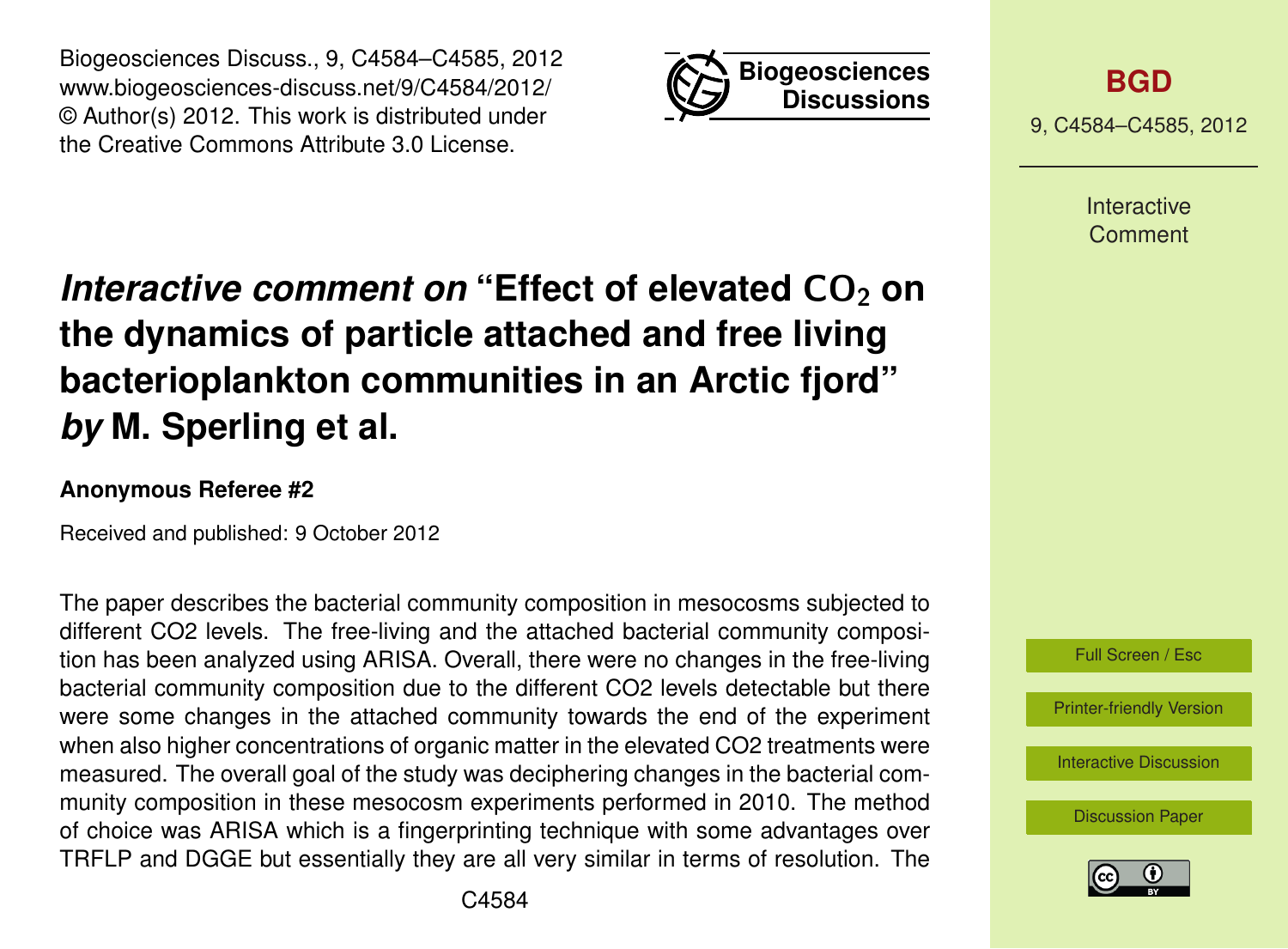# *Interactive comment on* "Effect of elevated $CO_2$ on the dynamics of particle attached and free living bacterioplankton communities in an Arctic fjord" *by* M. Sperling et al.

**Anonymous Referee #2**

Received and published: 9 October 2012

The paper describes the bacterial community composition in mesocosms subjected to different CO2 levels. The free-living and the attached bacterial community composition has been analyzed using ARISA. Overall, there were no changes in the free-living bacterial community composition due to the different CO2 levels detectable but there were some changes in the attached community towards the end of the experiment when also higher concentrations of organic matter in the elevated CO2 treatments were measured. The overall goal of the study was deciphering changes in the bacterial community composition in these mesocosm experiments performed in 2010. The method of choice was ARISA which is a fingerprinting technique with some advantages over TRFLP and DGGE but essentially they are all very similar in terms of resolution. The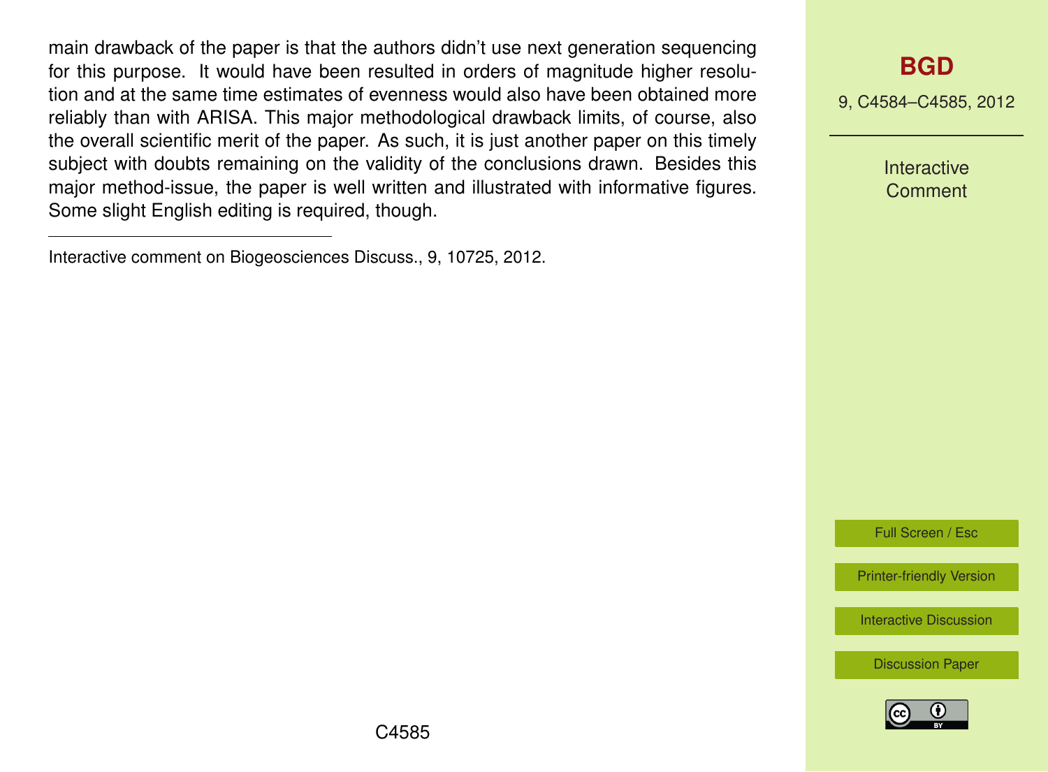main drawback of the paper is that the authors didn't use next generation sequencing for this purpose. It would have been resulted in orders of magnitude higher resolution and at the same time estimates of evenness would also have been obtained more reliably than with ARISA. This major methodological drawback limits, of course, also the overall scientific merit of the paper. As such, it is just another paper on this timely subject with doubts remaining on the validity of the conclusions drawn. Besides this major method-issue, the paper is well written and illustrated with informative figures. Some slight English editing is required, though.

---

Interactive comment on Biogeosciences Discuss., 9, 10725, 2012.